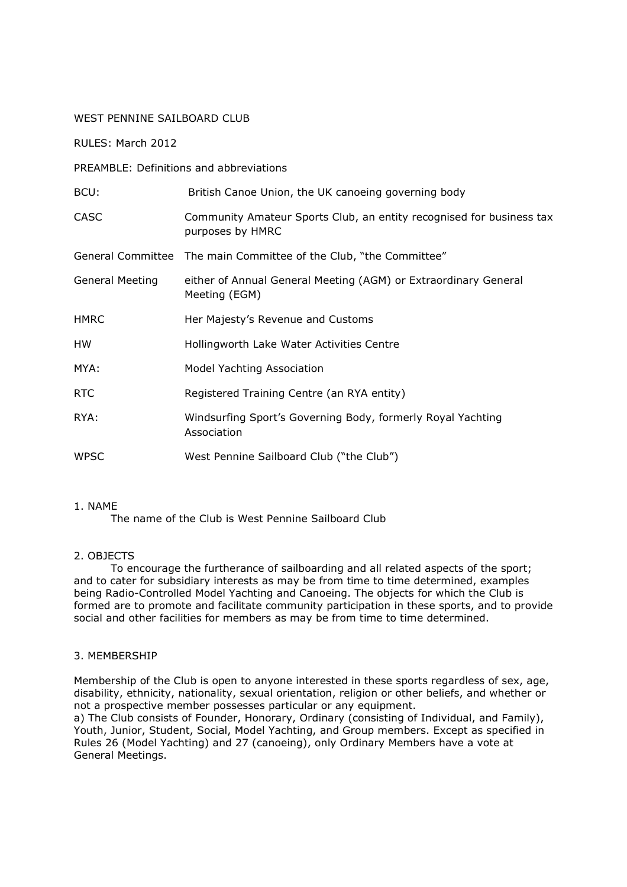WEST PENNINE SAILBOARD CLUB

RULES: March 2012

PREAMBLE: Definitions and abbreviations

| | |
|---|---|
| BCU: | British Canoe Union, the UK canoeing governing body |
| CASC | Community Amateur Sports Club, an entity recognised for business tax purposes by HMRC |
| General Committee | The main Committee of the Club, "the Committee" |
| General Meeting | either of Annual General Meeting (AGM) or Extraordinary General Meeting (EGM) |
| HMRC | Her Majesty's Revenue and Customs |
| HW | Hollingworth Lake Water Activities Centre |
| MYA: | Model Yachting Association |
| RTC | Registered Training Centre (an RYA entity) |
| RYA: | Windsurfing Sport's Governing Body, formerly Royal Yachting Association |
| WPSC | West Pennine Sailboard Club ("the Club") |

1. NAME

The name of the Club is West Pennine Sailboard Club

2. OBJECTS

To encourage the furtherance of sailboarding and all related aspects of the sport; and to cater for subsidiary interests as may be from time to time determined, examples being Radio-Controlled Model Yachting and Canoeing. The objects for which the Club is formed are to promote and facilitate community participation in these sports, and to provide social and other facilities for members as may be from time to time determined.

3. MEMBERSHIP

Membership of the Club is open to anyone interested in these sports regardless of sex, age, disability, ethnicity, nationality, sexual orientation, religion or other beliefs, and whether or not a prospective member possesses particular or any equipment.

a) The Club consists of Founder, Honorary, Ordinary (consisting of Individual, and Family), Youth, Junior, Student, Social, Model Yachting, and Group members. Except as specified in Rules 26 (Model Yachting) and 27 (canoeing), only Ordinary Members have a vote at General Meetings.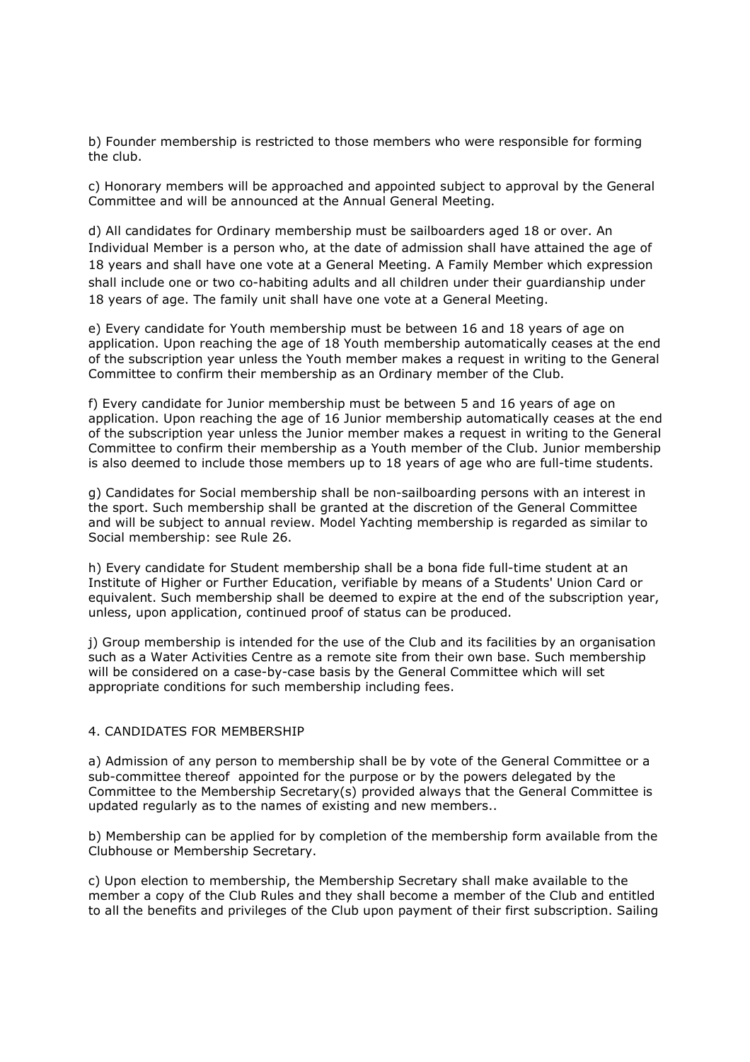b) Founder membership is restricted to those members who were responsible for forming the club.

c) Honorary members will be approached and appointed subject to approval by the General Committee and will be announced at the Annual General Meeting.

d) All candidates for Ordinary membership must be sailboarders aged 18 or over. An Individual Member is a person who, at the date of admission shall have attained the age of 18 years and shall have one vote at a General Meeting. A Family Member which expression shall include one or two co-habiting adults and all children under their guardianship under 18 years of age. The family unit shall have one vote at a General Meeting.

e) Every candidate for Youth membership must be between 16 and 18 years of age on application. Upon reaching the age of 18 Youth membership automatically ceases at the end of the subscription year unless the Youth member makes a request in writing to the General Committee to confirm their membership as an Ordinary member of the Club.

f) Every candidate for Junior membership must be between 5 and 16 years of age on application. Upon reaching the age of 16 Junior membership automatically ceases at the end of the subscription year unless the Junior member makes a request in writing to the General Committee to confirm their membership as a Youth member of the Club. Junior membership is also deemed to include those members up to 18 years of age who are full-time students.

g) Candidates for Social membership shall be non-sailboarding persons with an interest in the sport. Such membership shall be granted at the discretion of the General Committee and will be subject to annual review. Model Yachting membership is regarded as similar to Social membership: see Rule 26.

h) Every candidate for Student membership shall be a bona fide full-time student at an Institute of Higher or Further Education, verifiable by means of a Students' Union Card or equivalent. Such membership shall be deemed to expire at the end of the subscription year, unless, upon application, continued proof of status can be produced.

j) Group membership is intended for the use of the Club and its facilities by an organisation such as a Water Activities Centre as a remote site from their own base. Such membership will be considered on a case-by-case basis by the General Committee which will set appropriate conditions for such membership including fees.

## 4. CANDIDATES FOR MEMBERSHIP

a) Admission of any person to membership shall be by vote of the General Committee or a sub-committee thereof appointed for the purpose or by the powers delegated by the Committee to the Membership Secretary(s) provided always that the General Committee is updated regularly as to the names of existing and new members..

b) Membership can be applied for by completion of the membership form available from the Clubhouse or Membership Secretary.

c) Upon election to membership, the Membership Secretary shall make available to the member a copy of the Club Rules and they shall become a member of the Club and entitled to all the benefits and privileges of the Club upon payment of their first subscription. Sailing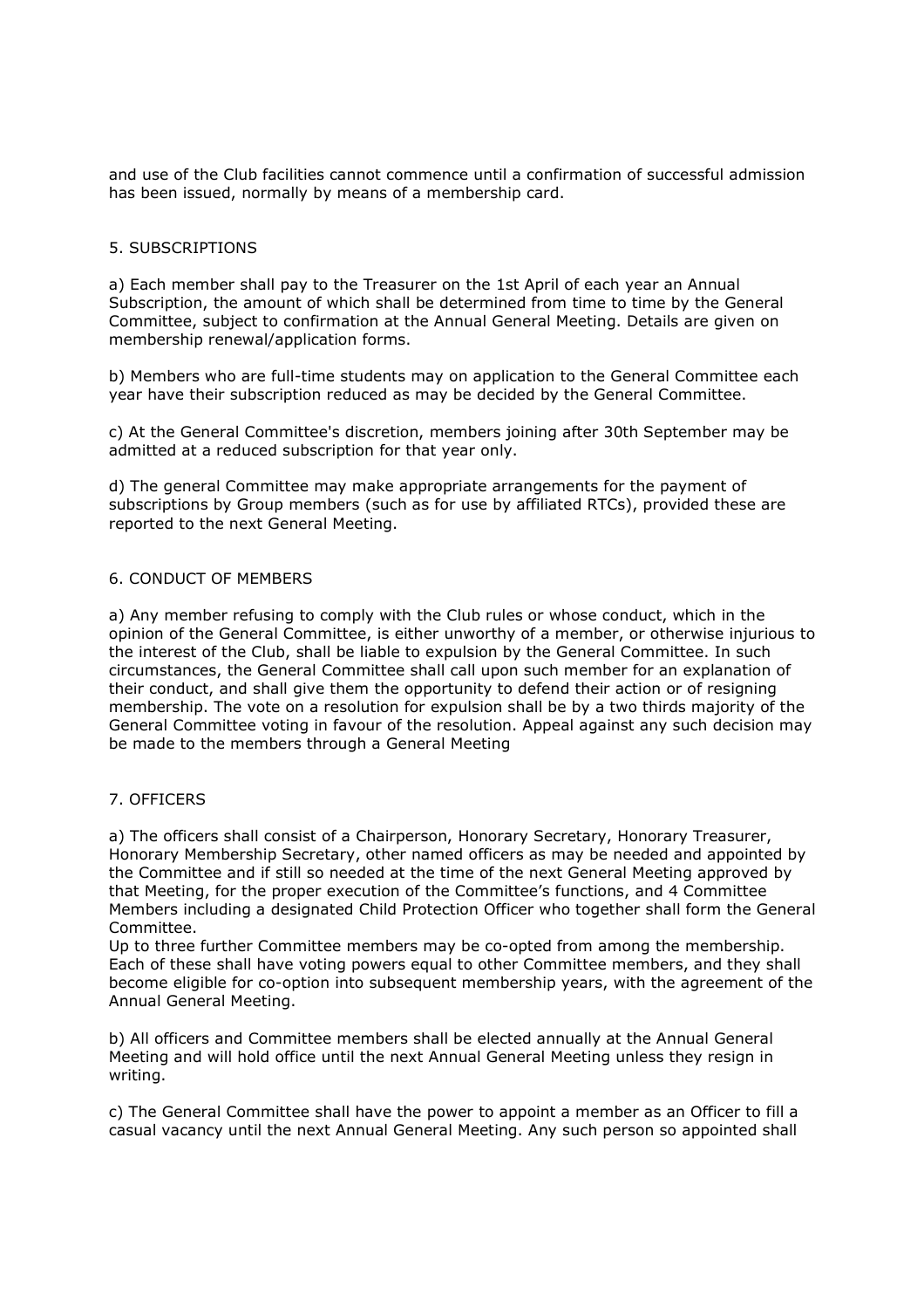and use of the Club facilities cannot commence until a confirmation of successful admission has been issued, normally by means of a membership card.

## 5. SUBSCRIPTIONS

a) Each member shall pay to the Treasurer on the 1st April of each year an Annual Subscription, the amount of which shall be determined from time to time by the General Committee, subject to confirmation at the Annual General Meeting. Details are given on membership renewal/application forms.

b) Members who are full-time students may on application to the General Committee each year have their subscription reduced as may be decided by the General Committee.

c) At the General Committee's discretion, members joining after 30th September may be admitted at a reduced subscription for that year only.

d) The general Committee may make appropriate arrangements for the payment of subscriptions by Group members (such as for use by affiliated RTCs), provided these are reported to the next General Meeting.

## 6. CONDUCT OF MEMBERS

a) Any member refusing to comply with the Club rules or whose conduct, which in the opinion of the General Committee, is either unworthy of a member, or otherwise injurious to the interest of the Club, shall be liable to expulsion by the General Committee. In such circumstances, the General Committee shall call upon such member for an explanation of their conduct, and shall give them the opportunity to defend their action or of resigning membership. The vote on a resolution for expulsion shall be by a two thirds majority of the General Committee voting in favour of the resolution. Appeal against any such decision may be made to the members through a General Meeting

## 7. OFFICERS

a) The officers shall consist of a Chairperson, Honorary Secretary, Honorary Treasurer, Honorary Membership Secretary, other named officers as may be needed and appointed by the Committee and if still so needed at the time of the next General Meeting approved by that Meeting, for the proper execution of the Committee's functions, and 4 Committee Members including a designated Child Protection Officer who together shall form the General Committee.
Up to three further Committee members may be co-opted from among the membership. Each of these shall have voting powers equal to other Committee members, and they shall become eligible for co-option into subsequent membership years, with the agreement of the Annual General Meeting.

b) All officers and Committee members shall be elected annually at the Annual General Meeting and will hold office until the next Annual General Meeting unless they resign in writing.

c) The General Committee shall have the power to appoint a member as an Officer to fill a casual vacancy until the next Annual General Meeting. Any such person so appointed shall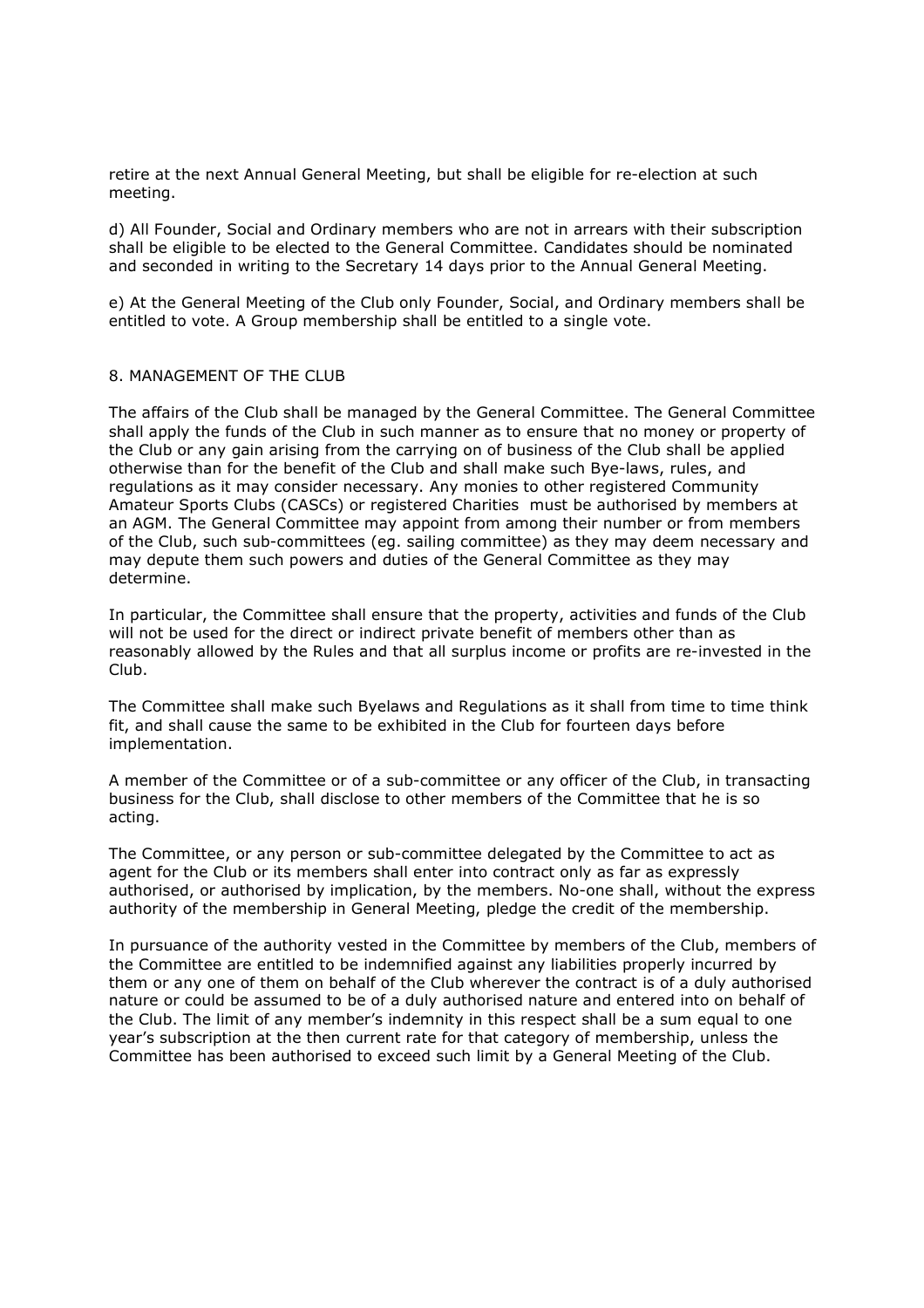retire at the next Annual General Meeting, but shall be eligible for re-election at such meeting.

d) All Founder, Social and Ordinary members who are not in arrears with their subscription shall be eligible to be elected to the General Committee. Candidates should be nominated and seconded in writing to the Secretary 14 days prior to the Annual General Meeting.

e) At the General Meeting of the Club only Founder, Social, and Ordinary members shall be entitled to vote. A Group membership shall be entitled to a single vote.

## 8. MANAGEMENT OF THE CLUB

The affairs of the Club shall be managed by the General Committee. The General Committee shall apply the funds of the Club in such manner as to ensure that no money or property of the Club or any gain arising from the carrying on of business of the Club shall be applied otherwise than for the benefit of the Club and shall make such Bye-laws, rules, and regulations as it may consider necessary. Any monies to other registered Community Amateur Sports Clubs (CASCs) or registered Charities must be authorised by members at an AGM. The General Committee may appoint from among their number or from members of the Club, such sub-committees (eg. sailing committee) as they may deem necessary and may depute them such powers and duties of the General Committee as they may determine.

In particular, the Committee shall ensure that the property, activities and funds of the Club will not be used for the direct or indirect private benefit of members other than as reasonably allowed by the Rules and that all surplus income or profits are re-invested in the Club.

The Committee shall make such Byelaws and Regulations as it shall from time to time think fit, and shall cause the same to be exhibited in the Club for fourteen days before implementation.

A member of the Committee or of a sub-committee or any officer of the Club, in transacting business for the Club, shall disclose to other members of the Committee that he is so acting.

The Committee, or any person or sub-committee delegated by the Committee to act as agent for the Club or its members shall enter into contract only as far as expressly authorised, or authorised by implication, by the members. No-one shall, without the express authority of the membership in General Meeting, pledge the credit of the membership.

In pursuance of the authority vested in the Committee by members of the Club, members of the Committee are entitled to be indemnified against any liabilities properly incurred by them or any one of them on behalf of the Club wherever the contract is of a duly authorised nature or could be assumed to be of a duly authorised nature and entered into on behalf of the Club. The limit of any member's indemnity in this respect shall be a sum equal to one year's subscription at the then current rate for that category of membership, unless the Committee has been authorised to exceed such limit by a General Meeting of the Club.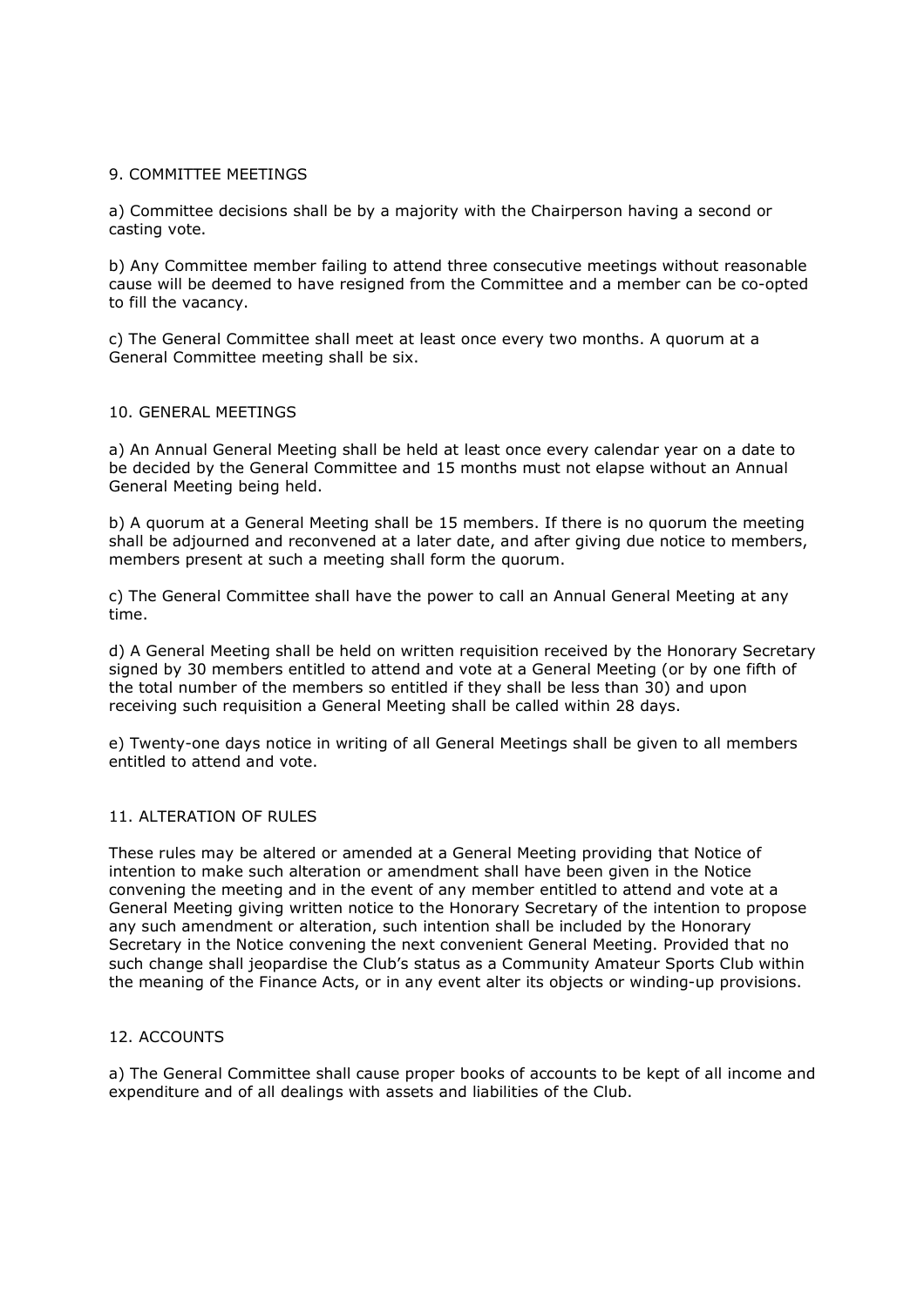## 9. COMMITTEE MEETINGS

a) Committee decisions shall be by a majority with the Chairperson having a second or casting vote.

b) Any Committee member failing to attend three consecutive meetings without reasonable cause will be deemed to have resigned from the Committee and a member can be co-opted to fill the vacancy.

c) The General Committee shall meet at least once every two months. A quorum at a General Committee meeting shall be six.

## 10. GENERAL MEETINGS

a) An Annual General Meeting shall be held at least once every calendar year on a date to be decided by the General Committee and 15 months must not elapse without an Annual General Meeting being held.

b) A quorum at a General Meeting shall be 15 members. If there is no quorum the meeting shall be adjourned and reconvened at a later date, and after giving due notice to members, members present at such a meeting shall form the quorum.

c) The General Committee shall have the power to call an Annual General Meeting at any time.

d) A General Meeting shall be held on written requisition received by the Honorary Secretary signed by 30 members entitled to attend and vote at a General Meeting (or by one fifth of the total number of the members so entitled if they shall be less than 30) and upon receiving such requisition a General Meeting shall be called within 28 days.

e) Twenty-one days notice in writing of all General Meetings shall be given to all members entitled to attend and vote.

## 11. ALTERATION OF RULES

These rules may be altered or amended at a General Meeting providing that Notice of intention to make such alteration or amendment shall have been given in the Notice convening the meeting and in the event of any member entitled to attend and vote at a General Meeting giving written notice to the Honorary Secretary of the intention to propose any such amendment or alteration, such intention shall be included by the Honorary Secretary in the Notice convening the next convenient General Meeting. Provided that no such change shall jeopardise the Club's status as a Community Amateur Sports Club within the meaning of the Finance Acts, or in any event alter its objects or winding-up provisions.

## 12. ACCOUNTS

a) The General Committee shall cause proper books of accounts to be kept of all income and expenditure and of all dealings with assets and liabilities of the Club.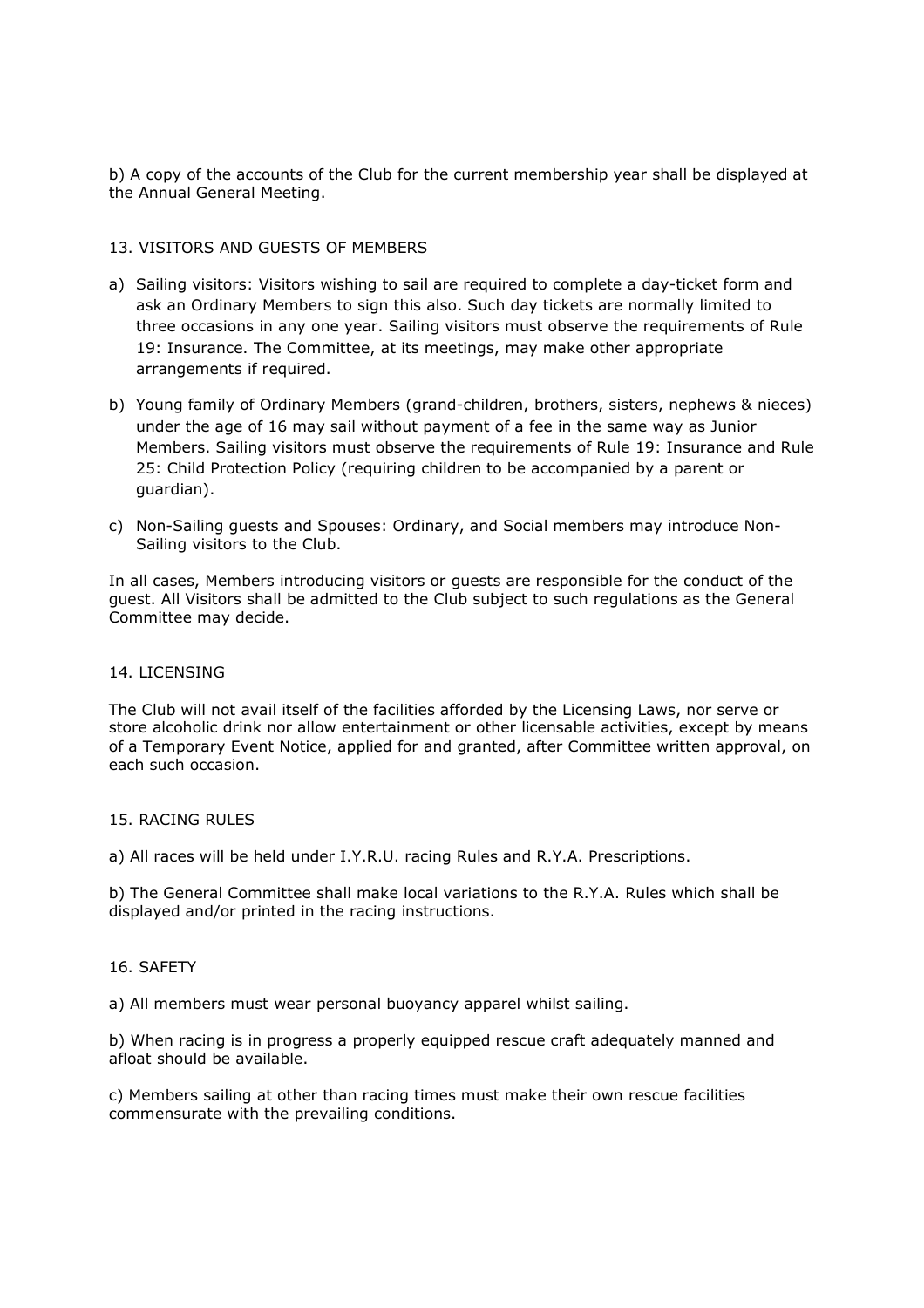b) A copy of the accounts of the Club for the current membership year shall be displayed at the Annual General Meeting.

## 13. VISITORS AND GUESTS OF MEMBERS

a) Sailing visitors: Visitors wishing to sail are required to complete a day-ticket form and ask an Ordinary Members to sign this also. Such day tickets are normally limited to three occasions in any one year. Sailing visitors must observe the requirements of Rule 19: Insurance. The Committee, at its meetings, may make other appropriate arrangements if required.

b) Young family of Ordinary Members (grand-children, brothers, sisters, nephews & nieces) under the age of 16 may sail without payment of a fee in the same way as Junior Members. Sailing visitors must observe the requirements of Rule 19: Insurance and Rule 25: Child Protection Policy (requiring children to be accompanied by a parent or guardian).

c) Non-Sailing guests and Spouses: Ordinary, and Social members may introduce Non-Sailing visitors to the Club.

In all cases, Members introducing visitors or guests are responsible for the conduct of the guest. All Visitors shall be admitted to the Club subject to such regulations as the General Committee may decide.

## 14. LICENSING

The Club will not avail itself of the facilities afforded by the Licensing Laws, nor serve or store alcoholic drink nor allow entertainment or other licensable activities, except by means of a Temporary Event Notice, applied for and granted, after Committee written approval, on each such occasion.

## 15. RACING RULES

a) All races will be held under I.Y.R.U. racing Rules and R.Y.A. Prescriptions.

b) The General Committee shall make local variations to the R.Y.A. Rules which shall be displayed and/or printed in the racing instructions.

## 16. SAFETY

a) All members must wear personal buoyancy apparel whilst sailing.

b) When racing is in progress a properly equipped rescue craft adequately manned and afloat should be available.

c) Members sailing at other than racing times must make their own rescue facilities commensurate with the prevailing conditions.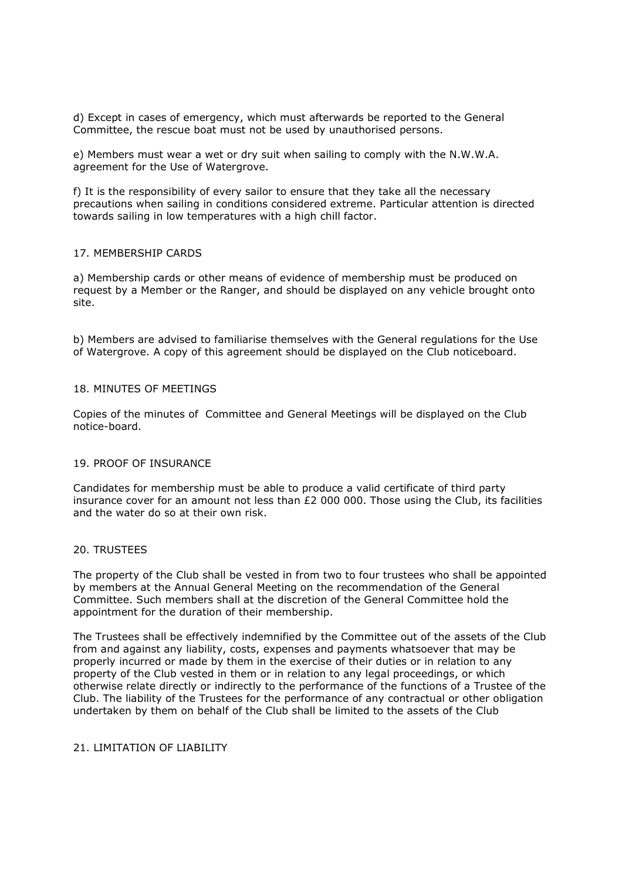d) Except in cases of emergency, which must afterwards be reported to the General Committee, the rescue boat must not be used by unauthorised persons.

e) Members must wear a wet or dry suit when sailing to comply with the N.W.W.A. agreement for the Use of Watergrove.

f) It is the responsibility of every sailor to ensure that they take all the necessary precautions when sailing in conditions considered extreme. Particular attention is directed towards sailing in low temperatures with a high chill factor.

## 17. MEMBERSHIP CARDS

a) Membership cards or other means of evidence of membership must be produced on request by a Member or the Ranger, and should be displayed on any vehicle brought onto site.

b) Members are advised to familiarise themselves with the General regulations for the Use of Watergrove. A copy of this agreement should be displayed on the Club noticeboard.

## 18. MINUTES OF MEETINGS

Copies of the minutes of Committee and General Meetings will be displayed on the Club notice-board.

## 19. PROOF OF INSURANCE

Candidates for membership must be able to produce a valid certificate of third party insurance cover for an amount not less than £2 000 000. Those using the Club, its facilities and the water do so at their own risk.

## 20. TRUSTEES

The property of the Club shall be vested in from two to four trustees who shall be appointed by members at the Annual General Meeting on the recommendation of the General Committee. Such members shall at the discretion of the General Committee hold the appointment for the duration of their membership.

The Trustees shall be effectively indemnified by the Committee out of the assets of the Club from and against any liability, costs, expenses and payments whatsoever that may be properly incurred or made by them in the exercise of their duties or in relation to any property of the Club vested in them or in relation to any legal proceedings, or which otherwise relate directly or indirectly to the performance of the functions of a Trustee of the Club. The liability of the Trustees for the performance of any contractual or other obligation undertaken by them on behalf of the Club shall be limited to the assets of the Club

## 21. LIMITATION OF LIABILITY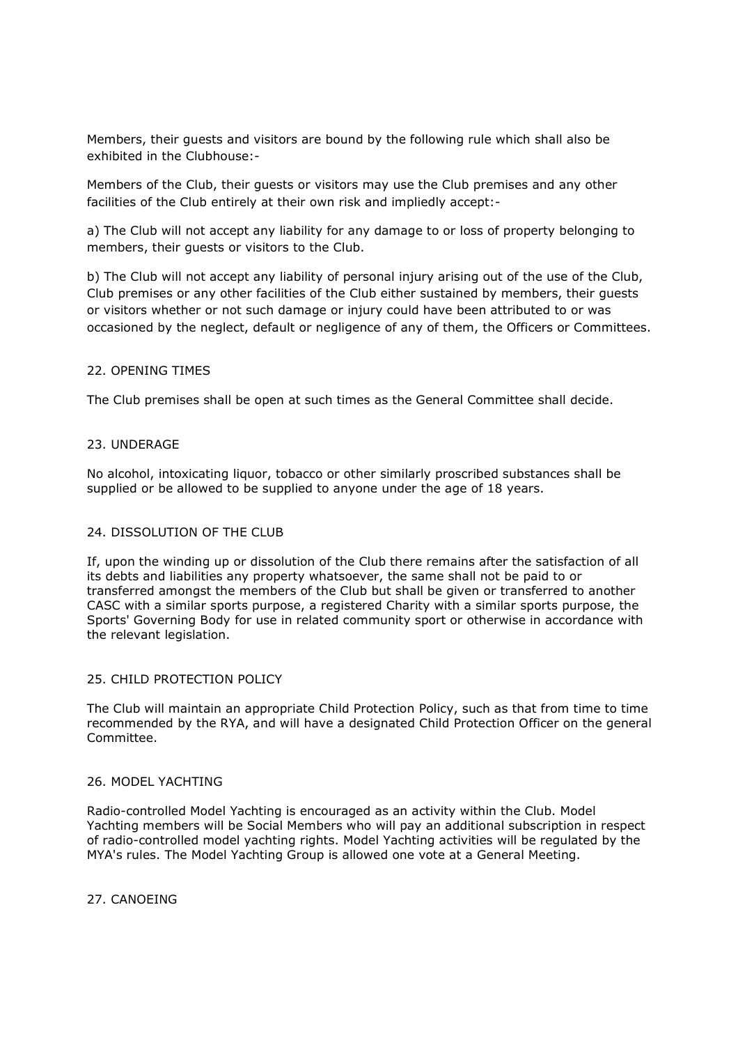Members, their guests and visitors are bound by the following rule which shall also be exhibited in the Clubhouse:-

Members of the Club, their guests or visitors may use the Club premises and any other facilities of the Club entirely at their own risk and impliedly accept:-

a) The Club will not accept any liability for any damage to or loss of property belonging to members, their guests or visitors to the Club.

b) The Club will not accept any liability of personal injury arising out of the use of the Club, Club premises or any other facilities of the Club either sustained by members, their guests or visitors whether or not such damage or injury could have been attributed to or was occasioned by the neglect, default or negligence of any of them, the Officers or Committees.

## 22. OPENING TIMES

The Club premises shall be open at such times as the General Committee shall decide.

## 23. UNDERAGE

No alcohol, intoxicating liquor, tobacco or other similarly proscribed substances shall be supplied or be allowed to be supplied to anyone under the age of 18 years.

## 24. DISSOLUTION OF THE CLUB

If, upon the winding up or dissolution of the Club there remains after the satisfaction of all its debts and liabilities any property whatsoever, the same shall not be paid to or transferred amongst the members of the Club but shall be given or transferred to another CASC with a similar sports purpose, a registered Charity with a similar sports purpose, the Sports' Governing Body for use in related community sport or otherwise in accordance with the relevant legislation.

## 25. CHILD PROTECTION POLICY

The Club will maintain an appropriate Child Protection Policy, such as that from time to time recommended by the RYA, and will have a designated Child Protection Officer on the general Committee.

## 26. MODEL YACHTING

Radio-controlled Model Yachting is encouraged as an activity within the Club. Model Yachting members will be Social Members who will pay an additional subscription in respect of radio-controlled model yachting rights. Model Yachting activities will be regulated by the MYA's rules. The Model Yachting Group is allowed one vote at a General Meeting.

## 27. CANOEING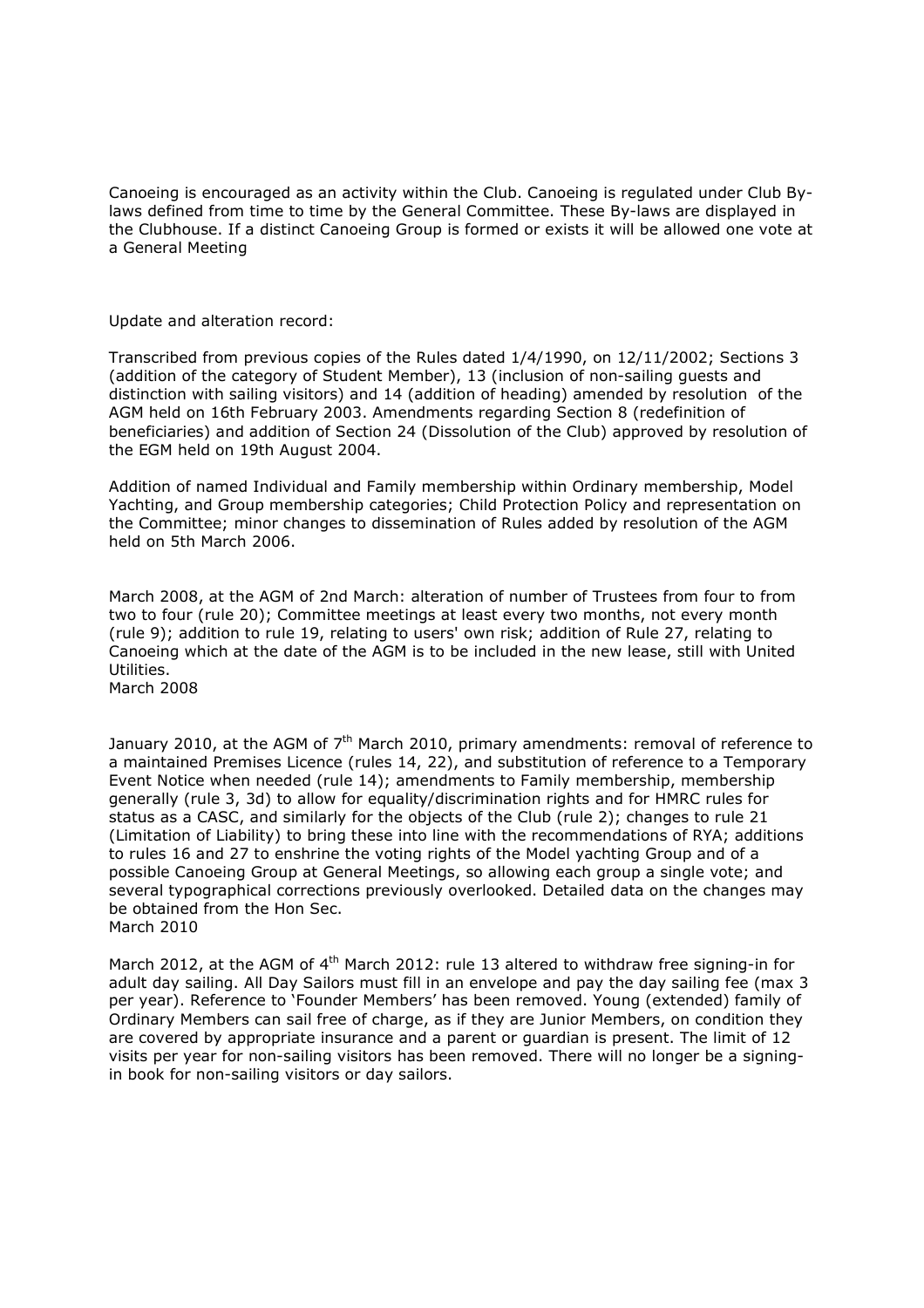Canoeing is encouraged as an activity within the Club. Canoeing is regulated under Club By-laws defined from time to time by the General Committee. These By-laws are displayed in the Clubhouse. If a distinct Canoeing Group is formed or exists it will be allowed one vote at a General Meeting

Update and alteration record:

Transcribed from previous copies of the Rules dated 1/4/1990, on 12/11/2002; Sections 3 (addition of the category of Student Member), 13 (inclusion of non-sailing guests and distinction with sailing visitors) and 14 (addition of heading) amended by resolution of the AGM held on 16th February 2003. Amendments regarding Section 8 (redefinition of beneficiaries) and addition of Section 24 (Dissolution of the Club) approved by resolution of the EGM held on 19th August 2004.

Addition of named Individual and Family membership within Ordinary membership, Model Yachting, and Group membership categories; Child Protection Policy and representation on the Committee; minor changes to dissemination of Rules added by resolution of the AGM held on 5th March 2006.

March 2008, at the AGM of 2nd March: alteration of number of Trustees from four to from two to four (rule 20); Committee meetings at least every two months, not every month (rule 9); addition to rule 19, relating to users' own risk; addition of Rule 27, relating to Canoeing which at the date of the AGM is to be included in the new lease, still with United Utilities.
March 2008

January 2010, at the AGM of 7th March 2010, primary amendments: removal of reference to a maintained Premises Licence (rules 14, 22), and substitution of reference to a Temporary Event Notice when needed (rule 14); amendments to Family membership, membership generally (rule 3, 3d) to allow for equality/discrimination rights and for HMRC rules for status as a CASC, and similarly for the objects of the Club (rule 2); changes to rule 21 (Limitation of Liability) to bring these into line with the recommendations of RYA; additions to rules 16 and 27 to enshrine the voting rights of the Model yachting Group and of a possible Canoeing Group at General Meetings, so allowing each group a single vote; and several typographical corrections previously overlooked. Detailed data on the changes may be obtained from the Hon Sec.
March 2010

March 2012, at the AGM of 4th March 2012: rule 13 altered to withdraw free signing-in for adult day sailing. All Day Sailors must fill in an envelope and pay the day sailing fee (max 3 per year). Reference to 'Founder Members' has been removed. Young (extended) family of Ordinary Members can sail free of charge, as if they are Junior Members, on condition they are covered by appropriate insurance and a parent or guardian is present. The limit of 12 visits per year for non-sailing visitors has been removed. There will no longer be a signing-in book for non-sailing visitors or day sailors.